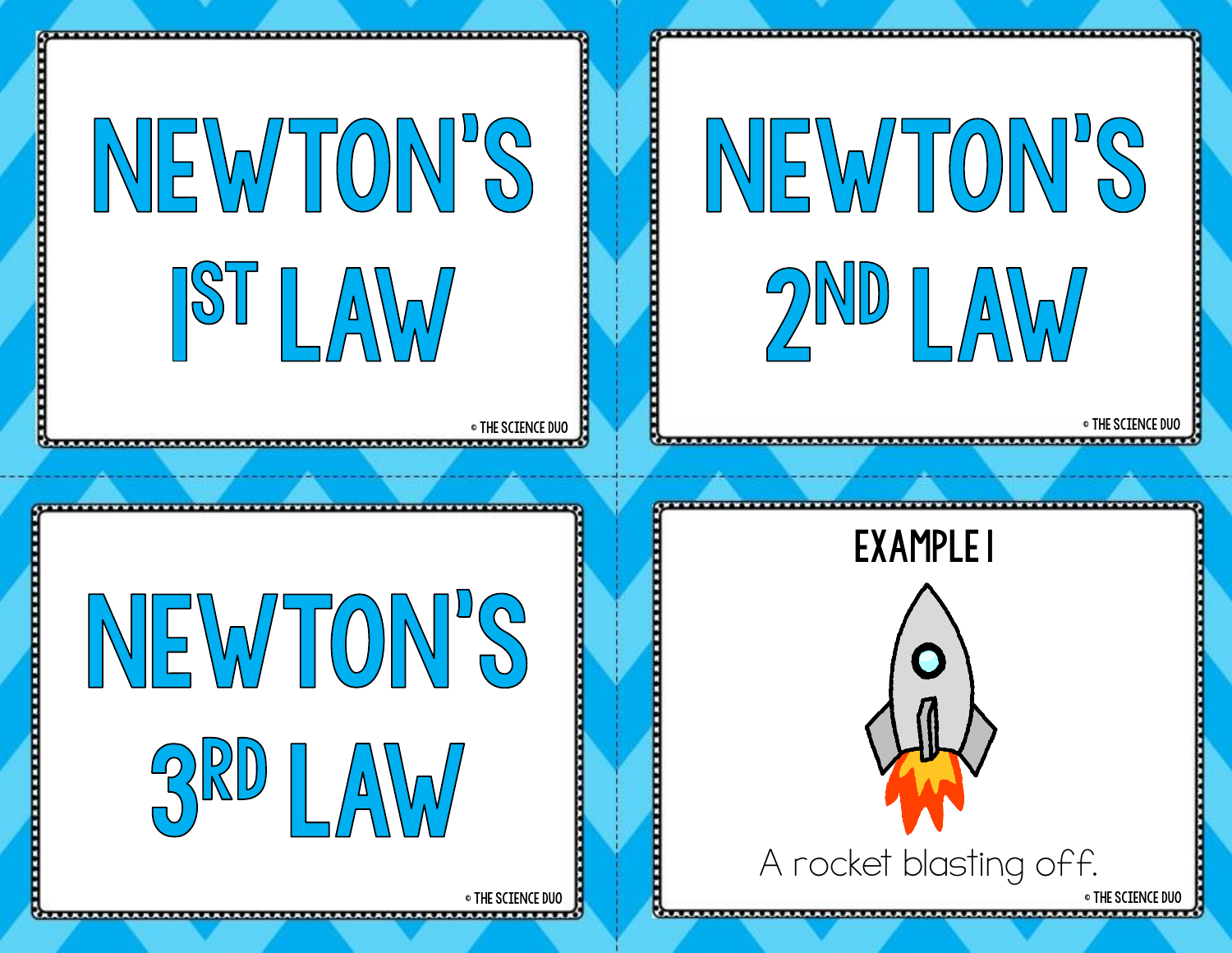# NEWTON'S 1ST LAW

# NEWTON'S 2ND LAW

# NEWTON'S 3RD LAW

## EXAMPLE 1

A rocket blasting off.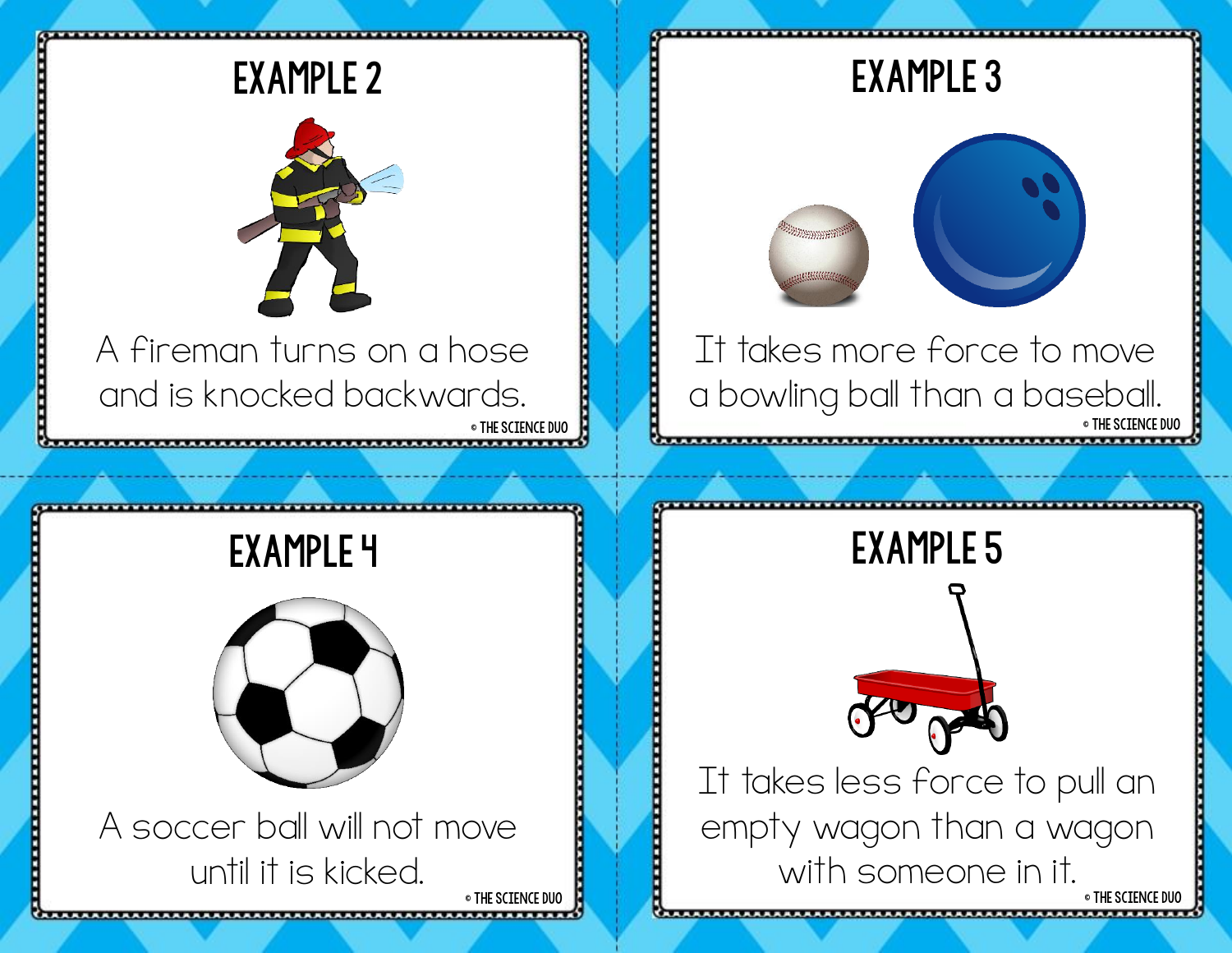## EXAMPLE 2

A fireman turns on a hose and is knocked backwards.

© THE SCIENCE DUO

## EXAMPLE 3

It takes more force to move a bowling ball than a baseball.

© THE SCIENCE DUO

## EXAMPLE 4

A soccer ball will not move until it is kicked.

© THE SCIENCE DUO

## EXAMPLE 5

It takes less force to pull an empty wagon than a wagon with someone in it.

© THE SCIENCE DUO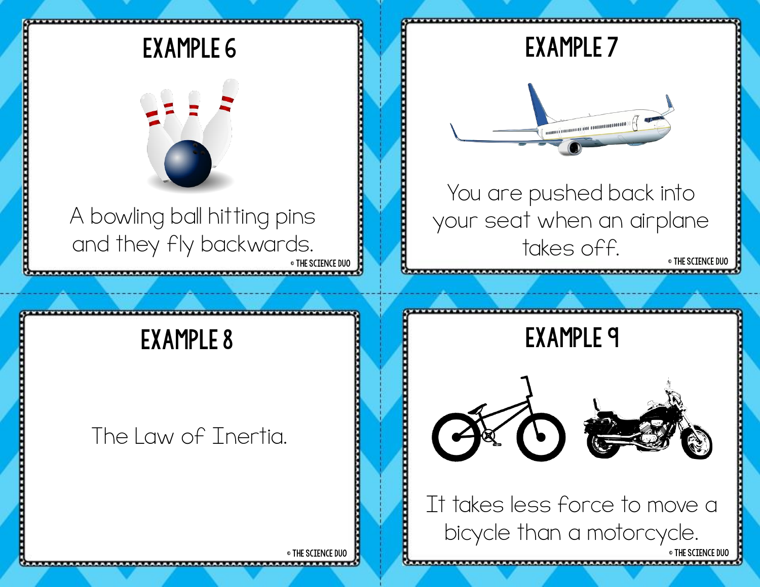## EXAMPLE 6

A bowling ball hitting pins and they fly backwards.

## EXAMPLE 7

You are pushed back into your seat when an airplane takes off.

## EXAMPLE 8

The Law of Inertia.

## EXAMPLE 9

It takes less force to move a bicycle than a motorcycle.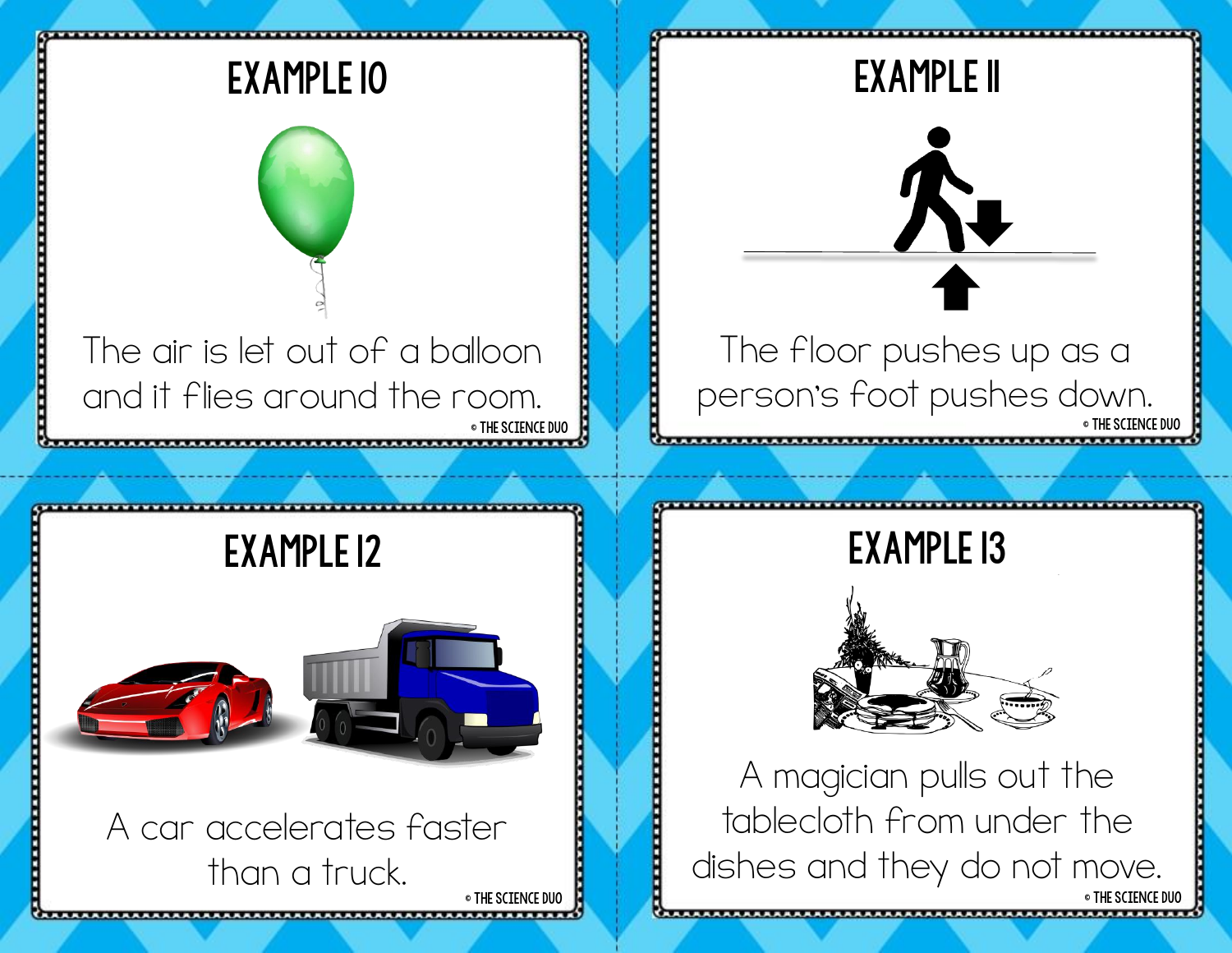## EXAMPLE 10

The air is let out of a balloon and it flies around the room.

© THE SCIENCE DUO

## EXAMPLE 11

The floor pushes up as a person's foot pushes down.

© THE SCIENCE DUO

## EXAMPLE 12

A car accelerates faster than a truck.

© THE SCIENCE DUO

## EXAMPLE 13

A magician pulls out the tablecloth from under the dishes and they do not move.

© THE SCIENCE DUO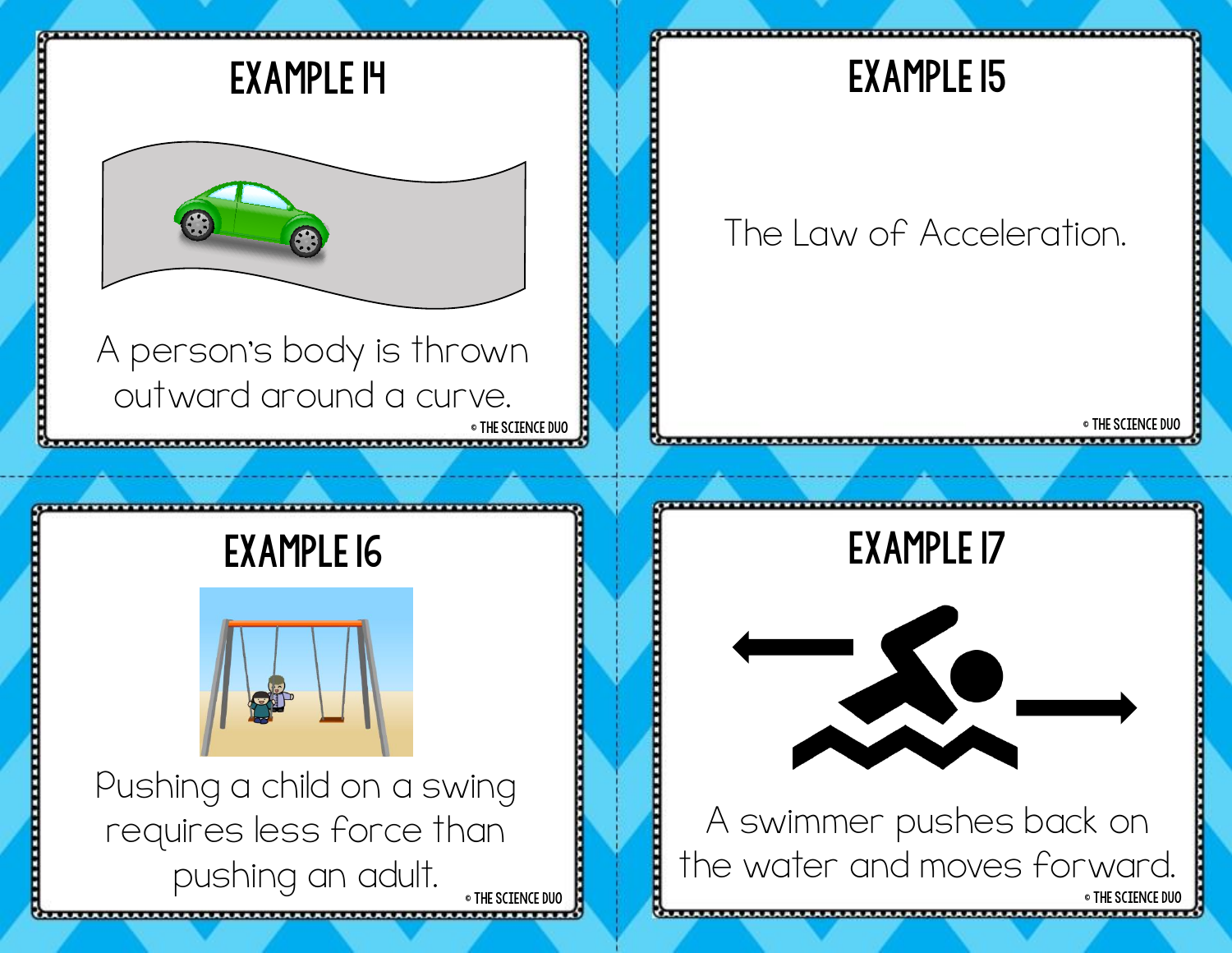## EXAMPLE 14

A person's body is thrown outward around a curve.

© THE SCIENCE DUO

## EXAMPLE 15

The Law of Acceleration.

© THE SCIENCE DUO

## EXAMPLE 16

Pushing a child on a swing requires less force than pushing an adult.

© THE SCIENCE DUO

## EXAMPLE 17

A swimmer pushes back on the water and moves forward.

© THE SCIENCE DUO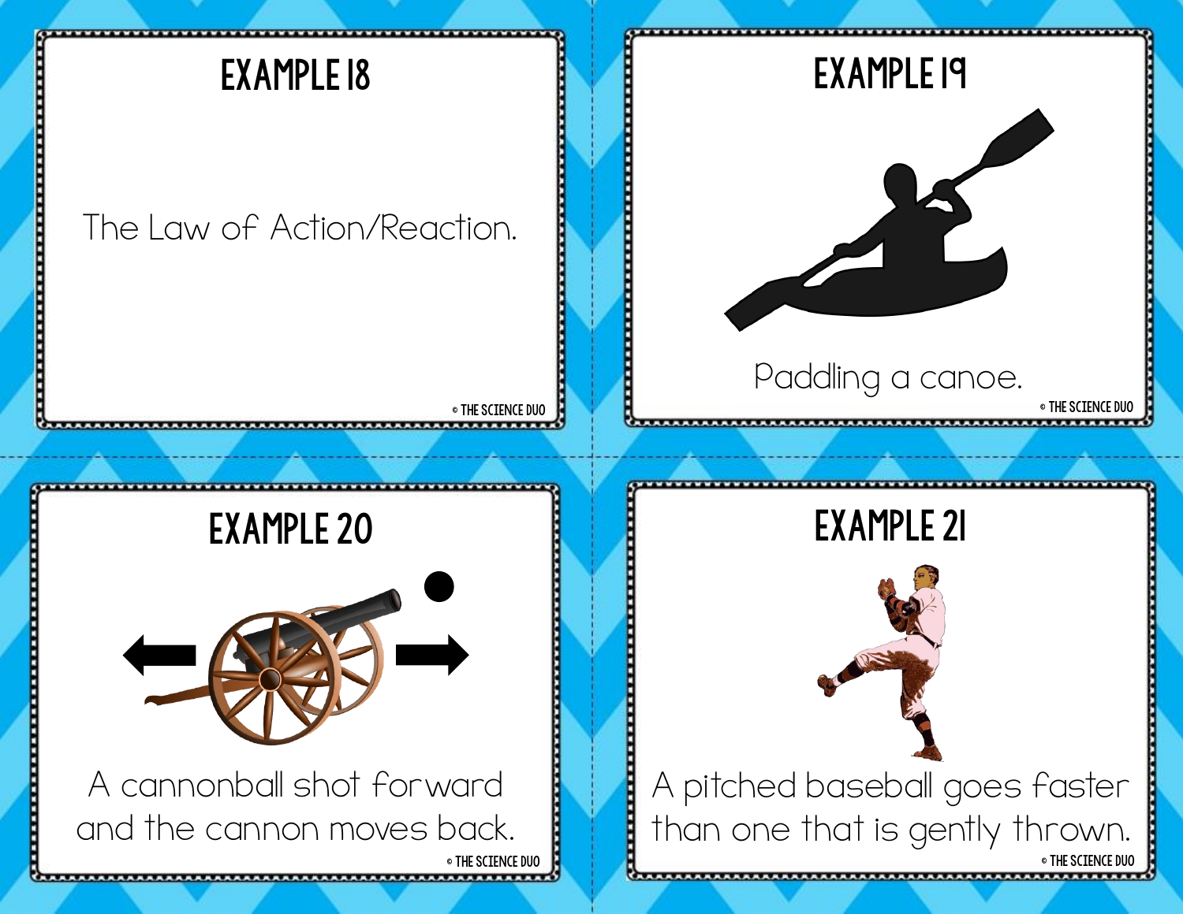## EXAMPLE 18

The Law of Action/Reaction.

## EXAMPLE 19

Paddling a canoe.

## EXAMPLE 20

A cannonball shot forward and the cannon moves back.

## EXAMPLE 21

A pitched baseball goes faster than one that is gently thrown.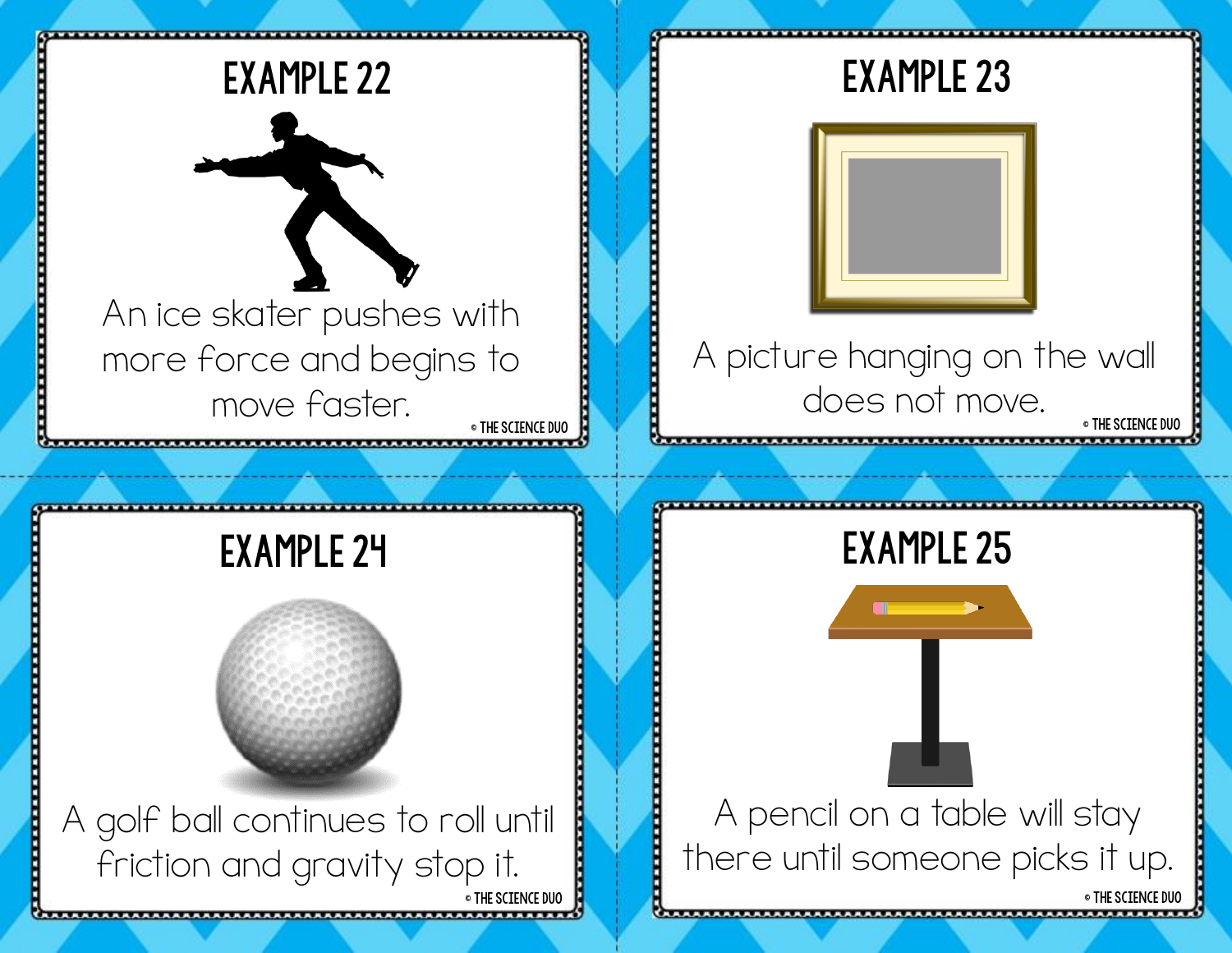## EXAMPLE 22

An ice skater pushes with more force and begins to move faster.

© THE SCIENCE DUO

## EXAMPLE 23

A picture hanging on the wall does not move.

© THE SCIENCE DUO

## EXAMPLE 24

A golf ball continues to roll until friction and gravity stop it.

© THE SCIENCE DUO

## EXAMPLE 25

A pencil on a table will stay there until someone picks it up.

© THE SCIENCE DUO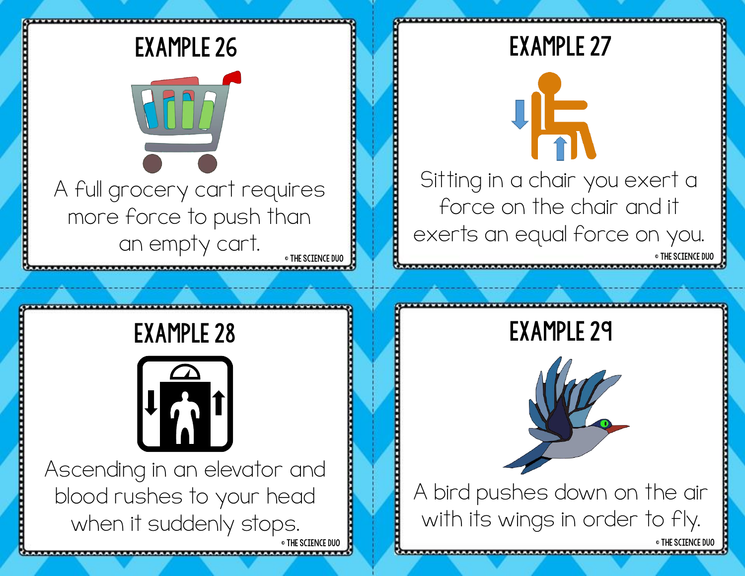## EXAMPLE 26

A full grocery cart requires more force to push than an empty cart.

© THE SCIENCE DUO

## EXAMPLE 27

Sitting in a chair you exert a force on the chair and it exerts an equal force on you.

© THE SCIENCE DUO

## EXAMPLE 28

Ascending in an elevator and blood rushes to your head when it suddenly stops.

© THE SCIENCE DUO

## EXAMPLE 29

A bird pushes down on the air with its wings in order to fly.

© THE SCIENCE DUO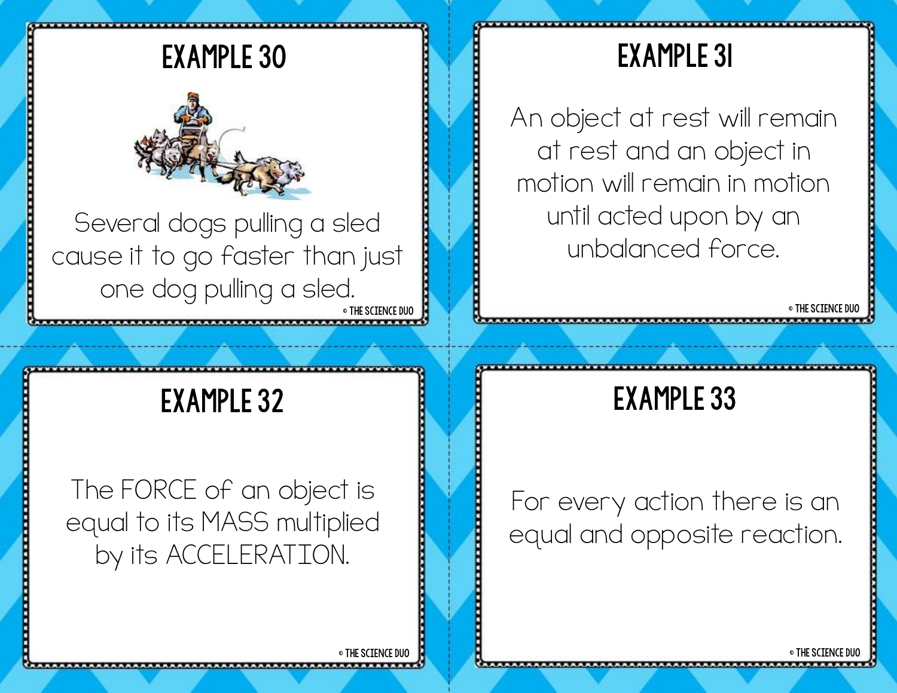## EXAMPLE 30

Several dogs pulling a sled cause it to go faster than just one dog pulling a sled.

© THE SCIENCE DUO

## EXAMPLE 31

An object at rest will remain at rest and an object in motion will remain in motion until acted upon by an unbalanced force.

© THE SCIENCE DUO

## EXAMPLE 32

The FORCE of an object is equal to its MASS multiplied by its ACCELERATION.

© THE SCIENCE DUO

## EXAMPLE 33

For every action there is an equal and opposite reaction.

© THE SCIENCE DUO